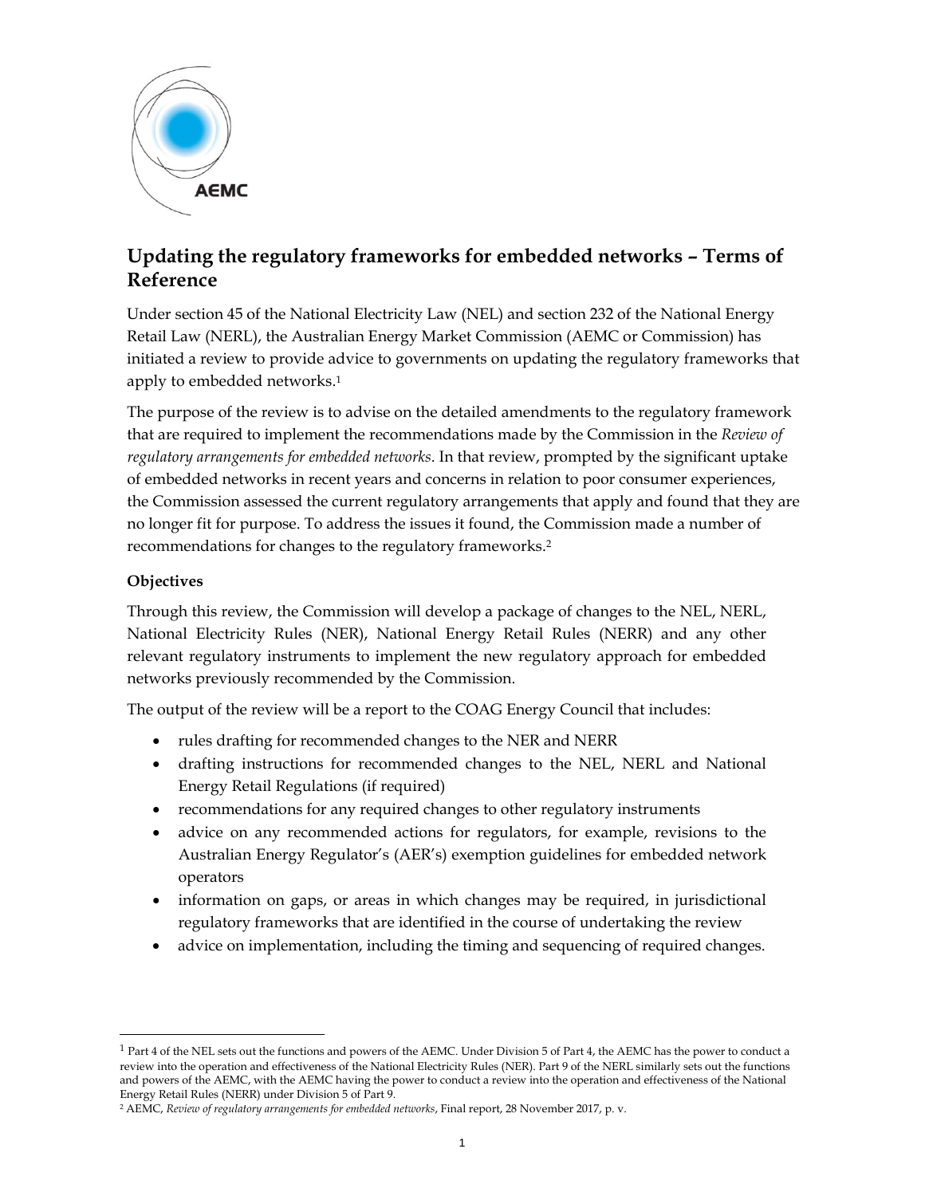# Updating the regulatory frameworks for embedded networks – Terms of Reference

Under section 45 of the National Electricity Law (NEL) and section 232 of the National Energy Retail Law (NERL), the Australian Energy Market Commission (AEMC or Commission) has initiated a review to provide advice to governments on updating the regulatory frameworks that apply to embedded networks.[1]

The purpose of the review is to advise on the detailed amendments to the regulatory framework that are required to implement the recommendations made by the Commission in the *Review of regulatory arrangements for embedded networks*. In that review, prompted by the significant uptake of embedded networks in recent years and concerns in relation to poor consumer experiences, the Commission assessed the current regulatory arrangements that apply and found that they are no longer fit for purpose. To address the issues it found, the Commission made a number of recommendations for changes to the regulatory frameworks.[2]

**Objectives**

Through this review, the Commission will develop a package of changes to the NEL, NERL, National Electricity Rules (NER), National Energy Retail Rules (NERR) and any other relevant regulatory instruments to implement the new regulatory approach for embedded networks previously recommended by the Commission.

The output of the review will be a report to the COAG Energy Council that includes:

- rules drafting for recommended changes to the NER and NERR
- drafting instructions for recommended changes to the NEL, NERL and National Energy Retail Regulations (if required)
- recommendations for any required changes to other regulatory instruments
- advice on any recommended actions for regulators, for example, revisions to the Australian Energy Regulator's (AER's) exemption guidelines for embedded network operators
- information on gaps, or areas in which changes may be required, in jurisdictional regulatory frameworks that are identified in the course of undertaking the review
- advice on implementation, including the timing and sequencing of required changes.

---

[1] Part 4 of the NEL sets out the functions and powers of the AEMC. Under Division 5 of Part 4, the AEMC has the power to conduct a review into the operation and effectiveness of the National Electricity Rules (NER). Part 9 of the NERL similarly sets out the functions and powers of the AEMC, with the AEMC having the power to conduct a review into the operation and effectiveness of the National Energy Retail Rules (NERR) under Division 5 of Part 9.

[2] AEMC, *Review of regulatory arrangements for embedded networks*, Final report, 28 November 2017, p. v.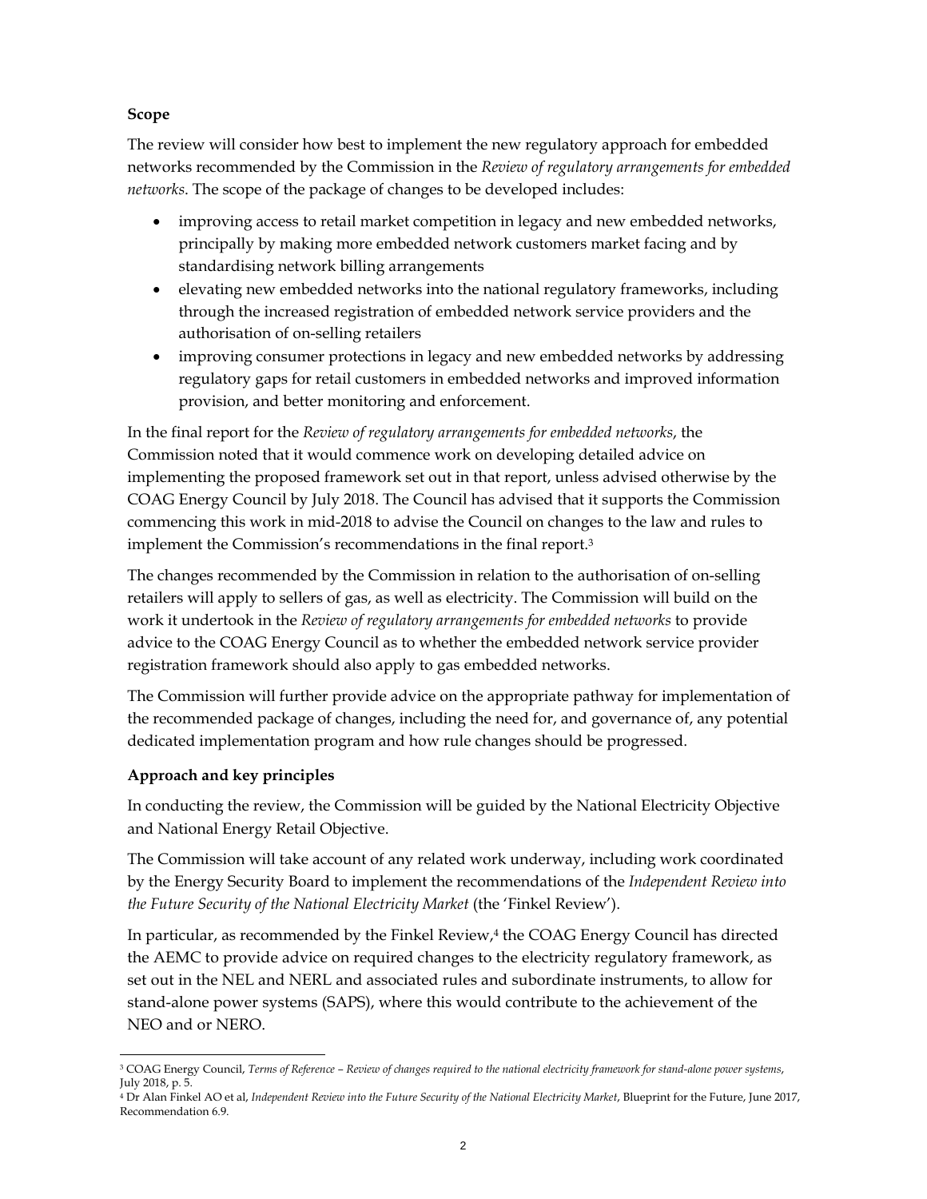**Scope**

The review will consider how best to implement the new regulatory approach for embedded networks recommended by the Commission in the *Review of regulatory arrangements for embedded networks*. The scope of the package of changes to be developed includes:

- improving access to retail market competition in legacy and new embedded networks, principally by making more embedded network customers market facing and by standardising network billing arrangements
- elevating new embedded networks into the national regulatory frameworks, including through the increased registration of embedded network service providers and the authorisation of on-selling retailers
- improving consumer protections in legacy and new embedded networks by addressing regulatory gaps for retail customers in embedded networks and improved information provision, and better monitoring and enforcement.

In the final report for the *Review of regulatory arrangements for embedded networks*, the Commission noted that it would commence work on developing detailed advice on implementing the proposed framework set out in that report, unless advised otherwise by the COAG Energy Council by July 2018. The Council has advised that it supports the Commission commencing this work in mid-2018 to advise the Council on changes to the law and rules to implement the Commission's recommendations in the final report.[3]

The changes recommended by the Commission in relation to the authorisation of on-selling retailers will apply to sellers of gas, as well as electricity. The Commission will build on the work it undertook in the *Review of regulatory arrangements for embedded networks* to provide advice to the COAG Energy Council as to whether the embedded network service provider registration framework should also apply to gas embedded networks.

The Commission will further provide advice on the appropriate pathway for implementation of the recommended package of changes, including the need for, and governance of, any potential dedicated implementation program and how rule changes should be progressed.

**Approach and key principles**

In conducting the review, the Commission will be guided by the National Electricity Objective and National Energy Retail Objective.

The Commission will take account of any related work underway, including work coordinated by the Energy Security Board to implement the recommendations of the *Independent Review into the Future Security of the National Electricity Market* (the 'Finkel Review').

In particular, as recommended by the Finkel Review,[4] the COAG Energy Council has directed the AEMC to provide advice on required changes to the electricity regulatory framework, as set out in the NEL and NERL and associated rules and subordinate instruments, to allow for stand-alone power systems (SAPS), where this would contribute to the achievement of the NEO and or NERO.

---

[3] COAG Energy Council, *Terms of Reference – Review of changes required to the national electricity framework for stand-alone power systems*, July 2018, p. 5.

[4] Dr Alan Finkel AO et al, *Independent Review into the Future Security of the National Electricity Market*, Blueprint for the Future, June 2017, Recommendation 6.9.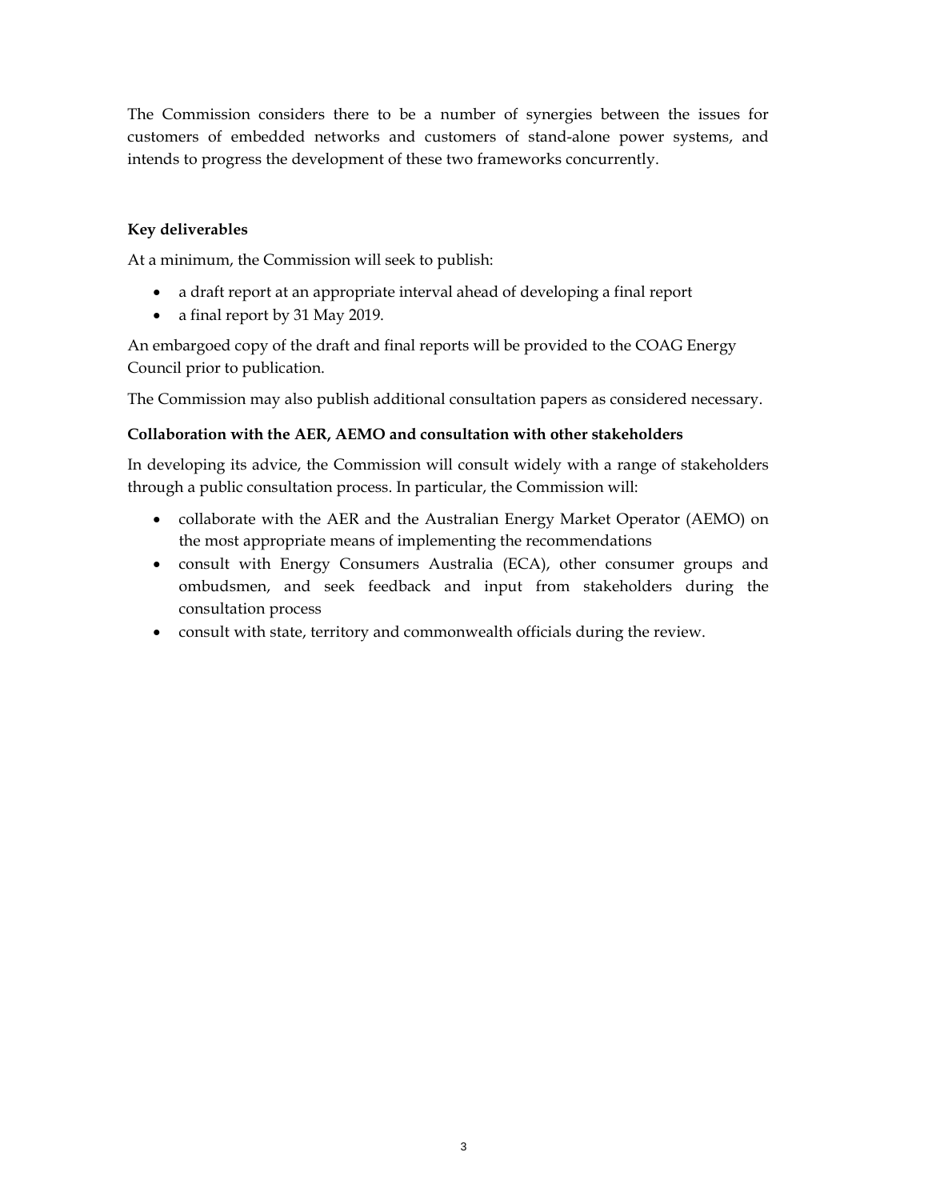The Commission considers there to be a number of synergies between the issues for customers of embedded networks and customers of stand-alone power systems, and intends to progress the development of these two frameworks concurrently.

**Key deliverables**

At a minimum, the Commission will seek to publish:

- a draft report at an appropriate interval ahead of developing a final report
- a final report by 31 May 2019.

An embargoed copy of the draft and final reports will be provided to the COAG Energy Council prior to publication.

The Commission may also publish additional consultation papers as considered necessary.

**Collaboration with the AER, AEMO and consultation with other stakeholders**

In developing its advice, the Commission will consult widely with a range of stakeholders through a public consultation process. In particular, the Commission will:

- collaborate with the AER and the Australian Energy Market Operator (AEMO) on the most appropriate means of implementing the recommendations
- consult with Energy Consumers Australia (ECA), other consumer groups and ombudsmen, and seek feedback and input from stakeholders during the consultation process
- consult with state, territory and commonwealth officials during the review.